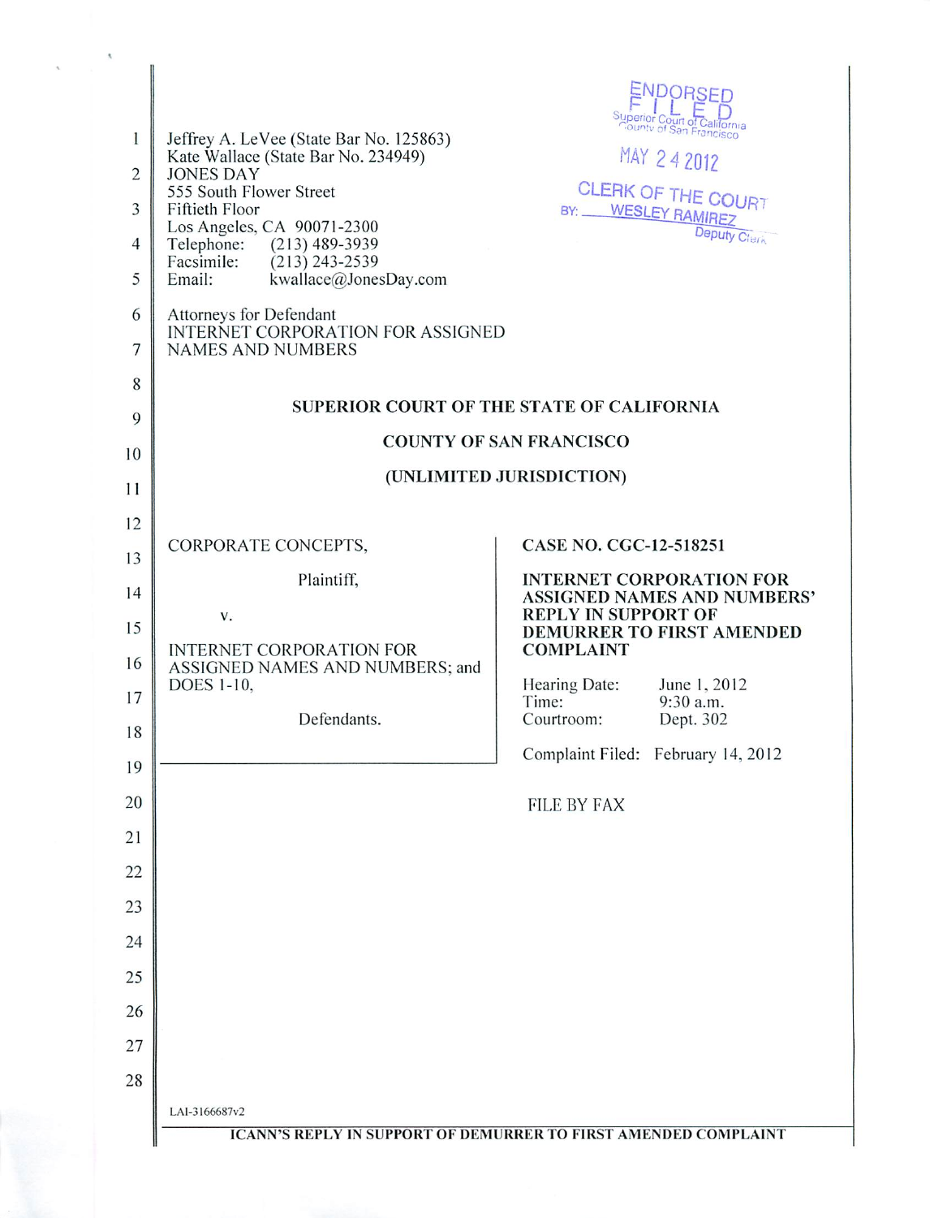Jeffrey A. LeVee (State Bar No. 125863)
Kate Wallace (State Bar No. 234949)
JONES DAY
555 South Flower Street
Fiftieth Floor
Los Angeles, CA 90071-2300
Telephone: (213) 489-3939
Facsimile: (213) 243-2539
Email: kwallace@JonesDay.com

Attorneys for Defendant
INTERNET CORPORATION FOR ASSIGNED NAMES AND NUMBERS

ENDORSED
FILED
Superior Court of California
County of San Francisco

MAY 24 2012

CLERK OF THE COURT
BY: WESLEY RAMIREZ
Deputy Clerk

**SUPERIOR COURT OF THE STATE OF CALIFORNIA**

**COUNTY OF SAN FRANCISCO**

**(UNLIMITED JURISDICTION)**

CORPORATE CONCEPTS,

Plaintiff,

v.

INTERNET CORPORATION FOR ASSIGNED NAMES AND NUMBERS; and DOES 1-10,

Defendants.

**CASE NO. CGC-12-518251**

**INTERNET CORPORATION FOR ASSIGNED NAMES AND NUMBERS' REPLY IN SUPPORT OF DEMURRER TO FIRST AMENDED COMPLAINT**

Hearing Date: June 1, 2012
Time: 9:30 a.m.
Courtroom: Dept. 302

Complaint Filed: February 14, 2012

FILE BY FAX

LAI-3166687v2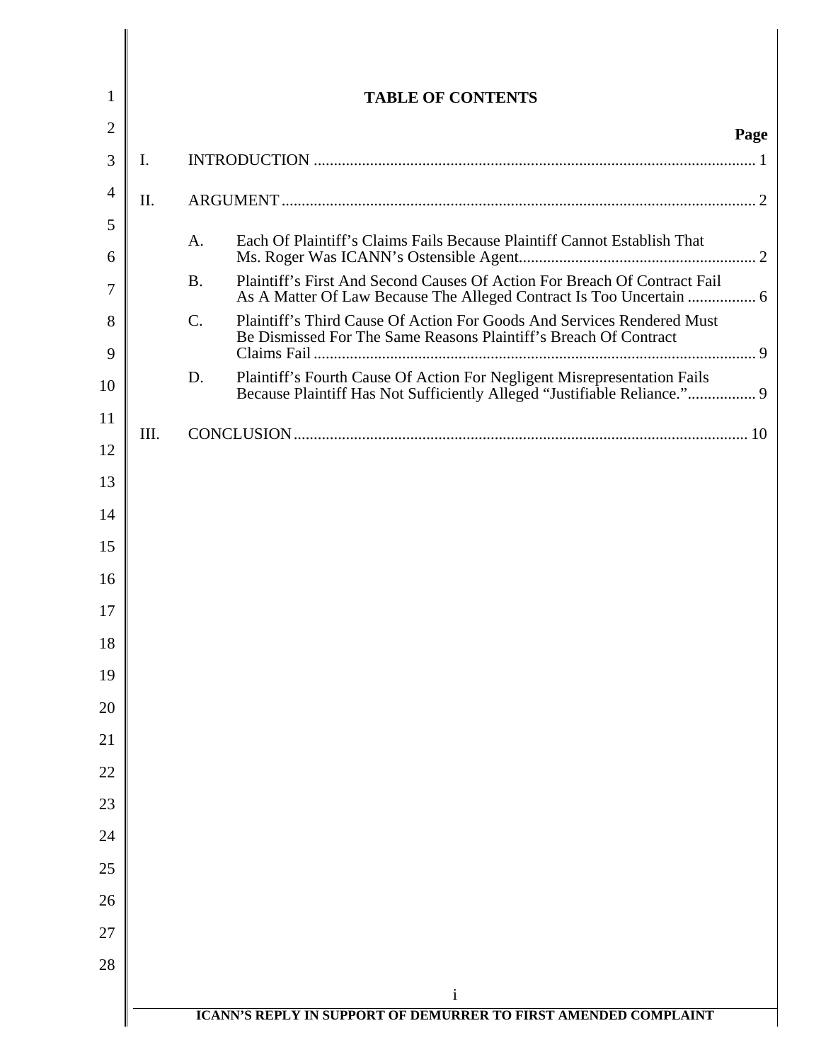# TABLE OF CONTENTS

| | | Page |
|---|---|---|
| I. | INTRODUCTION | 1 |
| II. | ARGUMENT | 2 |
| | A. Each Of Plaintiff's Claims Fails Because Plaintiff Cannot Establish That Ms. Roger Was ICANN's Ostensible Agent | 2 |
| | B. Plaintiff's First And Second Causes Of Action For Breach Of Contract Fail As A Matter Of Law Because The Alleged Contract Is Too Uncertain | 6 |
| | C. Plaintiff's Third Cause Of Action For Goods And Services Rendered Must Be Dismissed For The Same Reasons Plaintiff's Breach Of Contract Claims Fail | 9 |
| | D. Plaintiff's Fourth Cause Of Action For Negligent Misrepresentation Fails Because Plaintiff Has Not Sufficiently Alleged "Justifiable Reliance." | 9 |
| III. | CONCLUSION | 10 |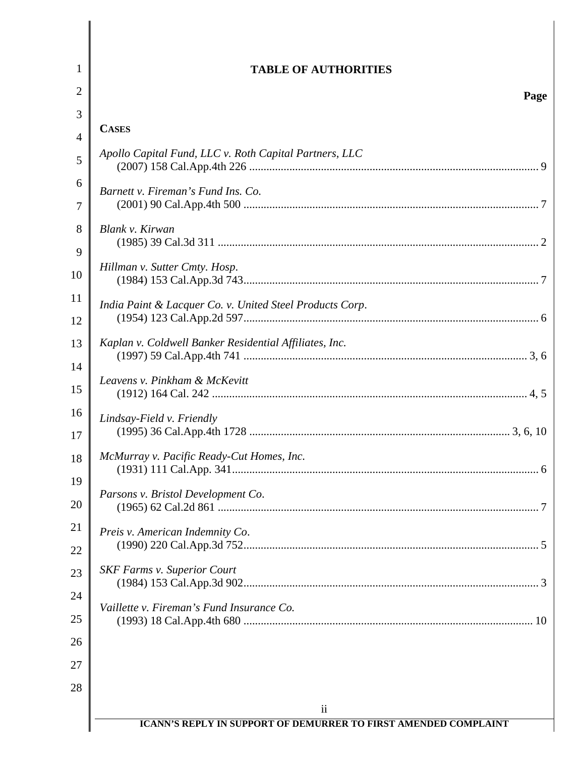# TABLE OF AUTHORITIES

**Page**

**CASES**

*Apollo Capital Fund, LLC v. Roth Capital Partners, LLC*
(2007) 158 Cal.App.4th 226 .................................................................................................... 9

*Barnett v. Fireman's Fund Ins. Co.*
(2001) 90 Cal.App.4th 500 ...................................................................................................... 7

*Blank v. Kirwan*
(1985) 39 Cal.3d 311 ............................................................................................................... 2

*Hillman v. Sutter Cmty. Hosp.*
(1984) 153 Cal.App.3d 743...................................................................................................... 7

*India Paint & Lacquer Co. v. United Steel Products Corp.*
(1954) 123 Cal.App.2d 597...................................................................................................... 6

*Kaplan v. Coldwell Banker Residential Affiliates, Inc.*
(1997) 59 Cal.App.4th 741 .................................................................................................. 3, 6

*Leavens v. Pinkham & McKevitt*
(1912) 164 Cal. 242 ............................................................................................................. 4, 5

*Lindsay-Field v. Friendly*
(1995) 36 Cal.App.4th 1728 ........................................................................................ 3, 6, 10

*McMurray v. Pacific Ready-Cut Homes, Inc.*
(1931) 111 Cal.App. 341.......................................................................................................... 6

*Parsons v. Bristol Development Co.*
(1965) 62 Cal.2d 861 ............................................................................................................... 7

*Preis v. American Indemnity Co.*
(1990) 220 Cal.App.3d 752...................................................................................................... 5

*SKF Farms v. Superior Court*
(1984) 153 Cal.App.3d 902...................................................................................................... 3

*Vaillette v. Fireman's Fund Insurance Co.*
(1993) 18 Cal.App.4th 680 .................................................................................................... 10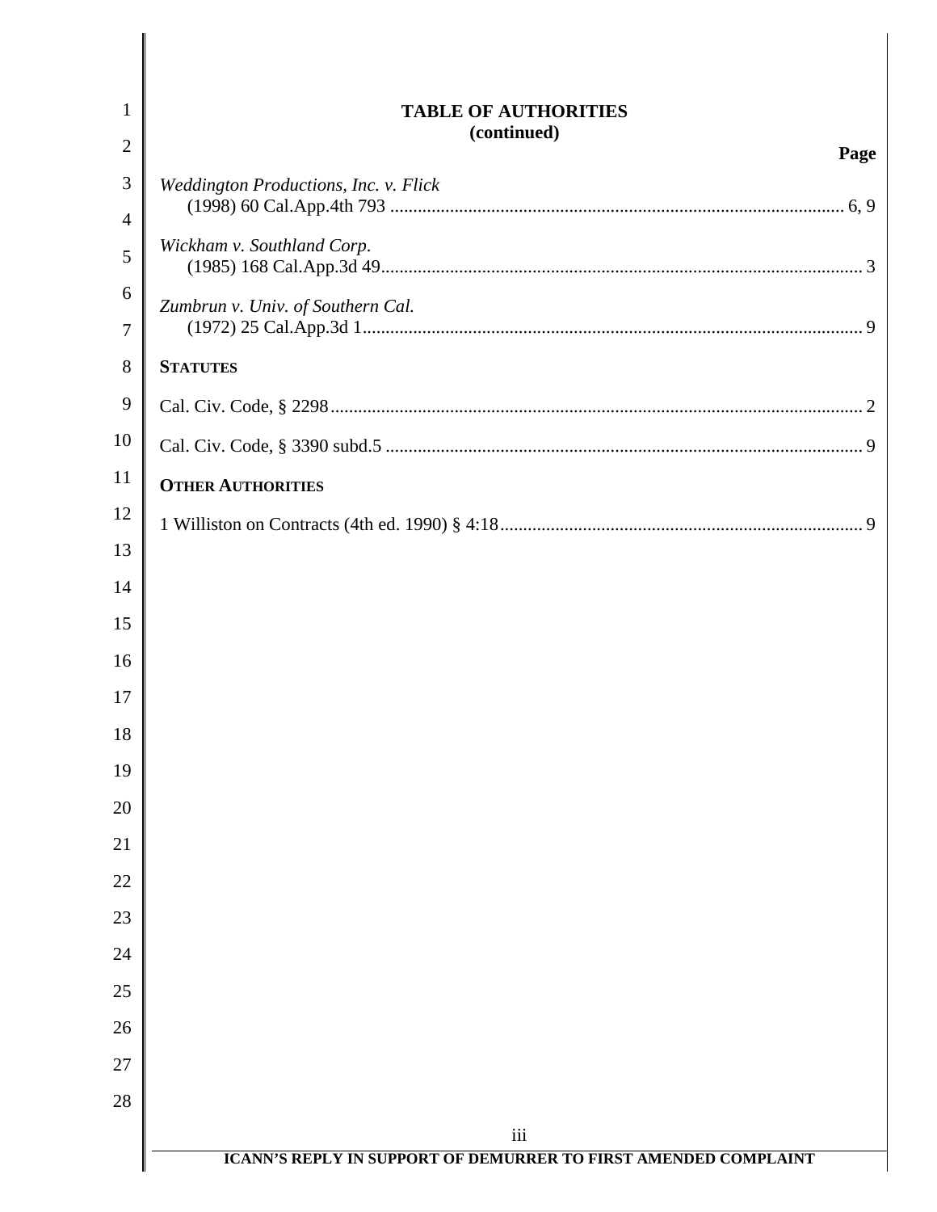## TABLE OF AUTHORITIES
### (continued)

**Page**

*Weddington Productions, Inc. v. Flick*
(1998) 60 Cal.App.4th 793 .................................................................................................. 6, 9

*Wickham v. Southland Corp.*
(1985) 168 Cal.App.3d 49........................................................................................................ 3

*Zumbrun v. Univ. of Southern Cal.*
(1972) 25 Cal.App.3d 1............................................................................................................ 9

**STATUTES**

Cal. Civ. Code, § 2298................................................................................................................... 2

Cal. Civ. Code, § 3390 subd.5 ....................................................................................................... 9

**OTHER AUTHORITIES**

1 Williston on Contracts (4th ed. 1990) § 4:18.............................................................................. 9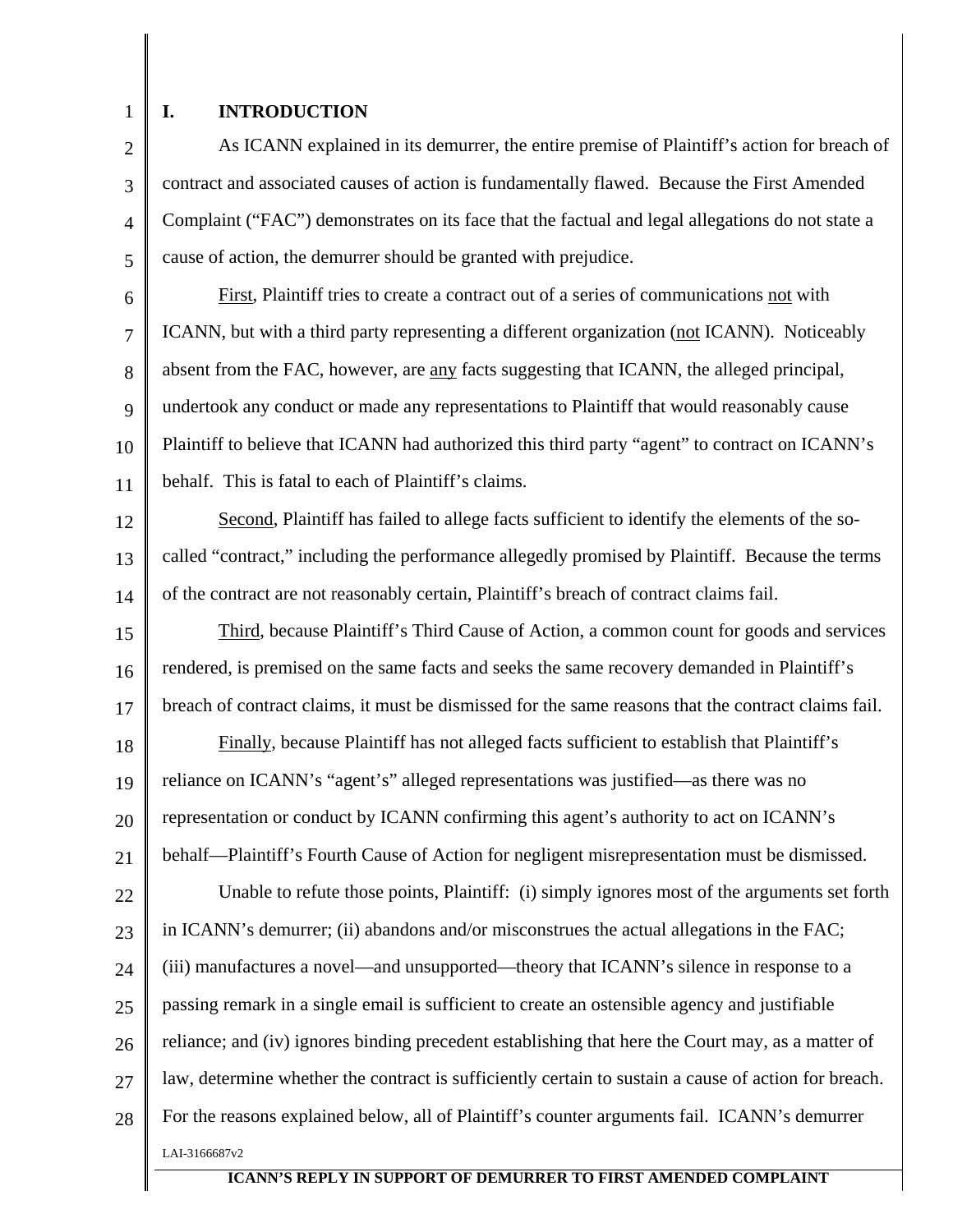## I. INTRODUCTION

As ICANN explained in its demurrer, the entire premise of Plaintiff's action for breach of contract and associated causes of action is fundamentally flawed. Because the First Amended Complaint ("FAC") demonstrates on its face that the factual and legal allegations do not state a cause of action, the demurrer should be granted with prejudice.

First, Plaintiff tries to create a contract out of a series of communications not with ICANN, but with a third party representing a different organization (not ICANN). Noticeably absent from the FAC, however, are any facts suggesting that ICANN, the alleged principal, undertook any conduct or made any representations to Plaintiff that would reasonably cause Plaintiff to believe that ICANN had authorized this third party "agent" to contract on ICANN's behalf. This is fatal to each of Plaintiff's claims.

Second, Plaintiff has failed to allege facts sufficient to identify the elements of the so-called "contract," including the performance allegedly promised by Plaintiff. Because the terms of the contract are not reasonably certain, Plaintiff's breach of contract claims fail.

Third, because Plaintiff's Third Cause of Action, a common count for goods and services rendered, is premised on the same facts and seeks the same recovery demanded in Plaintiff's breach of contract claims, it must be dismissed for the same reasons that the contract claims fail.

Finally, because Plaintiff has not alleged facts sufficient to establish that Plaintiff's reliance on ICANN's "agent's" alleged representations was justified—as there was no representation or conduct by ICANN confirming this agent's authority to act on ICANN's behalf—Plaintiff's Fourth Cause of Action for negligent misrepresentation must be dismissed.

Unable to refute those points, Plaintiff: (i) simply ignores most of the arguments set forth in ICANN's demurrer; (ii) abandons and/or misconstrues the actual allegations in the FAC; (iii) manufactures a novel—and unsupported—theory that ICANN's silence in response to a passing remark in a single email is sufficient to create an ostensible agency and justifiable reliance; and (iv) ignores binding precedent establishing that here the Court may, as a matter of law, determine whether the contract is sufficiently certain to sustain a cause of action for breach. For the reasons explained below, all of Plaintiff's counter arguments fail. ICANN's demurrer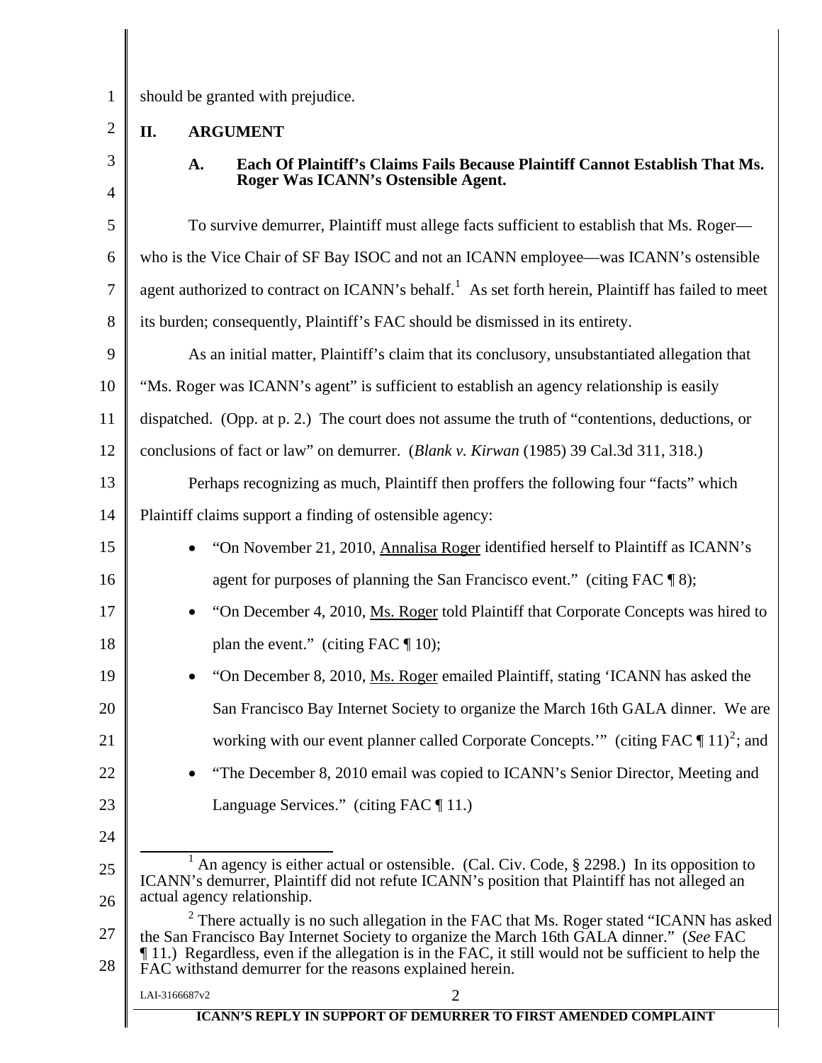should be granted with prejudice.

## II. ARGUMENT

### A. Each Of Plaintiff's Claims Fails Because Plaintiff Cannot Establish That Ms. Roger Was ICANN's Ostensible Agent.

To survive demurrer, Plaintiff must allege facts sufficient to establish that Ms. Roger—who is the Vice Chair of SF Bay ISOC and not an ICANN employee—was ICANN's ostensible agent authorized to contract on ICANN's behalf.[1] As set forth herein, Plaintiff has failed to meet its burden; consequently, Plaintiff's FAC should be dismissed in its entirety.

As an initial matter, Plaintiff's claim that its conclusory, unsubstantiated allegation that "Ms. Roger was ICANN's agent" is sufficient to establish an agency relationship is easily dispatched. (Opp. at p. 2.) The court does not assume the truth of "contentions, deductions, or conclusions of fact or law" on demurrer. (*Blank v. Kirwan* (1985) 39 Cal.3d 311, 318.)

Perhaps recognizing as much, Plaintiff then proffers the following four "facts" which Plaintiff claims support a finding of ostensible agency:

- "On November 21, 2010, Annalisa Roger identified herself to Plaintiff as ICANN's agent for purposes of planning the San Francisco event." (citing FAC ¶ 8);
- "On December 4, 2010, Ms. Roger told Plaintiff that Corporate Concepts was hired to plan the event." (citing FAC ¶ 10);
- "On December 8, 2010, Ms. Roger emailed Plaintiff, stating 'ICANN has asked the San Francisco Bay Internet Society to organize the March 16th GALA dinner. We are working with our event planner called Corporate Concepts.'" (citing FAC ¶ 11)[2]; and
- "The December 8, 2010 email was copied to ICANN's Senior Director, Meeting and Language Services." (citing FAC ¶ 11.)

---

[1] An agency is either actual or ostensible. (Cal. Civ. Code, § 2298.) In its opposition to ICANN's demurrer, Plaintiff did not refute ICANN's position that Plaintiff has not alleged an actual agency relationship.

[2] There actually is no such allegation in the FAC that Ms. Roger stated "ICANN has asked the San Francisco Bay Internet Society to organize the March 16th GALA dinner." (*See* FAC ¶ 11.) Regardless, even if the allegation is in the FAC, it still would not be sufficient to help the FAC withstand demurrer for the reasons explained herein.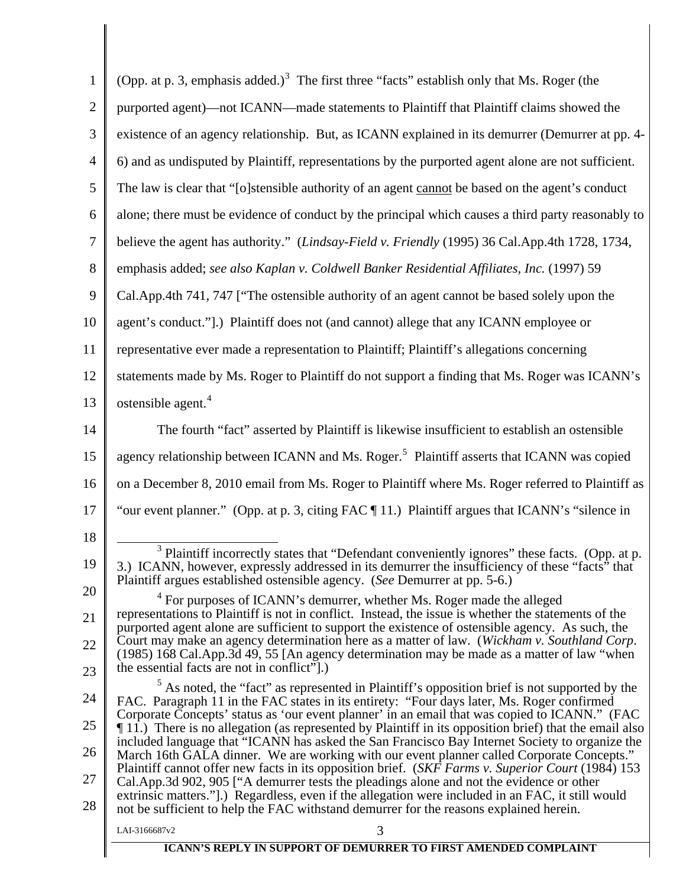(Opp. at p. 3, emphasis added.)[3] The first three "facts" establish only that Ms. Roger (the purported agent)—not ICANN—made statements to Plaintiff that Plaintiff claims showed the existence of an agency relationship. But, as ICANN explained in its demurrer (Demurrer at pp. 4-6) and as undisputed by Plaintiff, representations by the purported agent alone are not sufficient. The law is clear that "[o]stensible authority of an agent <u>cannot</u> be based on the agent's conduct alone; there must be evidence of conduct by the principal which causes a third party reasonably to believe the agent has authority." (*Lindsay-Field v. Friendly* (1995) 36 Cal.App.4th 1728, 1734, emphasis added; *see also Kaplan v. Coldwell Banker Residential Affiliates, Inc.* (1997) 59 Cal.App.4th 741, 747 ["The ostensible authority of an agent cannot be based solely upon the agent's conduct."].) Plaintiff does not (and cannot) allege that any ICANN employee or representative ever made a representation to Plaintiff; Plaintiff's allegations concerning statements made by Ms. Roger to Plaintiff do not support a finding that Ms. Roger was ICANN's ostensible agent.[4]

The fourth "fact" asserted by Plaintiff is likewise insufficient to establish an ostensible agency relationship between ICANN and Ms. Roger.[5] Plaintiff asserts that ICANN was copied on a December 8, 2010 email from Ms. Roger to Plaintiff where Ms. Roger referred to Plaintiff as "our event planner." (Opp. at p. 3, citing FAC ¶ 11.) Plaintiff argues that ICANN's "silence in

---

[3] Plaintiff incorrectly states that "Defendant conveniently ignores" these facts. (Opp. at p. 3.) ICANN, however, expressly addressed in its demurrer the insufficiency of these "facts" that Plaintiff argues established ostensible agency. (*See* Demurrer at pp. 5-6.)

[4] For purposes of ICANN's demurrer, whether Ms. Roger made the alleged representations to Plaintiff is not in conflict. Instead, the issue is whether the statements of the purported agent alone are sufficient to support the existence of ostensible agency. As such, the Court may make an agency determination here as a matter of law. (*Wickham v. Southland Corp*. (1985) 168 Cal.App.3d 49, 55 [An agency determination may be made as a matter of law "when the essential facts are not in conflict"].)

[5] As noted, the "fact" as represented in Plaintiff's opposition brief is not supported by the FAC. Paragraph 11 in the FAC states in its entirety: "Four days later, Ms. Roger confirmed Corporate Concepts' status as 'our event planner' in an email that was copied to ICANN." (FAC ¶ 11.) There is no allegation (as represented by Plaintiff in its opposition brief) that the email also included language that "ICANN has asked the San Francisco Bay Internet Society to organize the March 16th GALA dinner. We are working with our event planner called Corporate Concepts." Plaintiff cannot offer new facts in its opposition brief. (*SKF Farms v. Superior Court* (1984) 153 Cal.App.3d 902, 905 ["A demurrer tests the pleadings alone and not the evidence or other extrinsic matters."].) Regardless, even if the allegation were included in an FAC, it still would not be sufficient to help the FAC withstand demurrer for the reasons explained herein.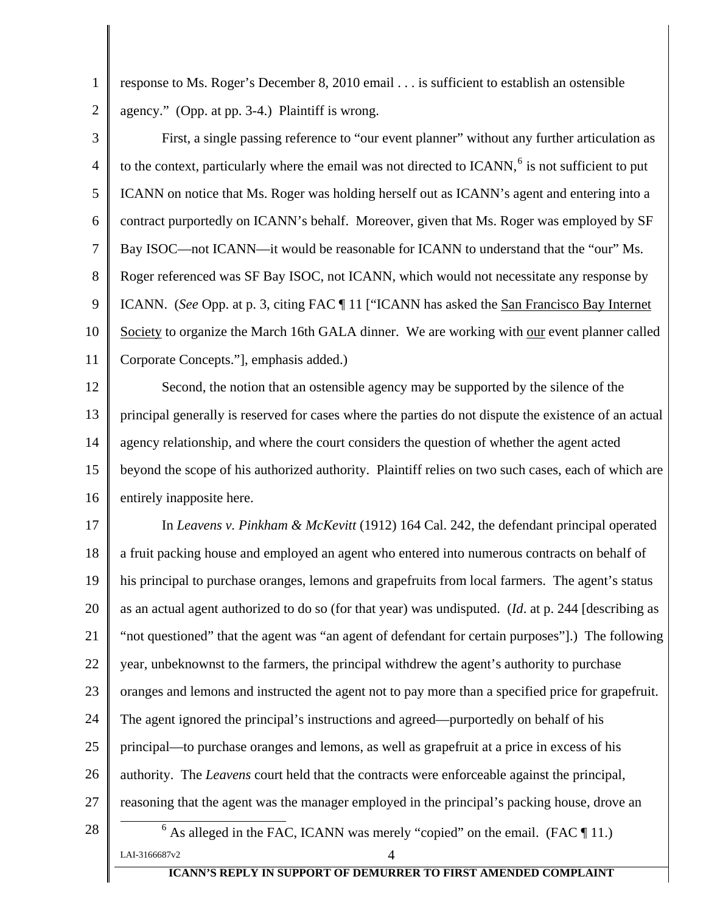response to Ms. Roger's December 8, 2010 email . . . is sufficient to establish an ostensible agency." (Opp. at pp. 3-4.) Plaintiff is wrong.

First, a single passing reference to "our event planner" without any further articulation as to the context, particularly where the email was not directed to ICANN,[6] is not sufficient to put ICANN on notice that Ms. Roger was holding herself out as ICANN's agent and entering into a contract purportedly on ICANN's behalf. Moreover, given that Ms. Roger was employed by SF Bay ISOC—not ICANN—it would be reasonable for ICANN to understand that the "our" Ms. Roger referenced was SF Bay ISOC, not ICANN, which would not necessitate any response by ICANN. (*See* Opp. at p. 3, citing FAC ¶ 11 ["ICANN has asked the <u>San Francisco Bay Internet Society</u> to organize the March 16th GALA dinner. We are working with <u>our</u> event planner called Corporate Concepts."], emphasis added.)

Second, the notion that an ostensible agency may be supported by the silence of the principal generally is reserved for cases where the parties do not dispute the existence of an actual agency relationship, and where the court considers the question of whether the agent acted beyond the scope of his authorized authority. Plaintiff relies on two such cases, each of which are entirely inapposite here.

In *Leavens v. Pinkham & McKevitt* (1912) 164 Cal. 242, the defendant principal operated a fruit packing house and employed an agent who entered into numerous contracts on behalf of his principal to purchase oranges, lemons and grapefruits from local farmers. The agent's status as an actual agent authorized to do so (for that year) was undisputed. (*Id*. at p. 244 [describing as "not questioned" that the agent was "an agent of defendant for certain purposes"].) The following year, unbeknownst to the farmers, the principal withdrew the agent's authority to purchase oranges and lemons and instructed the agent not to pay more than a specified price for grapefruit. The agent ignored the principal's instructions and agreed—purportedly on behalf of his principal—to purchase oranges and lemons, as well as grapefruit at a price in excess of his authority. The *Leavens* court held that the contracts were enforceable against the principal, reasoning that the agent was the manager employed in the principal's packing house, drove an

[6] As alleged in the FAC, ICANN was merely "copied" on the email. (FAC ¶ 11.)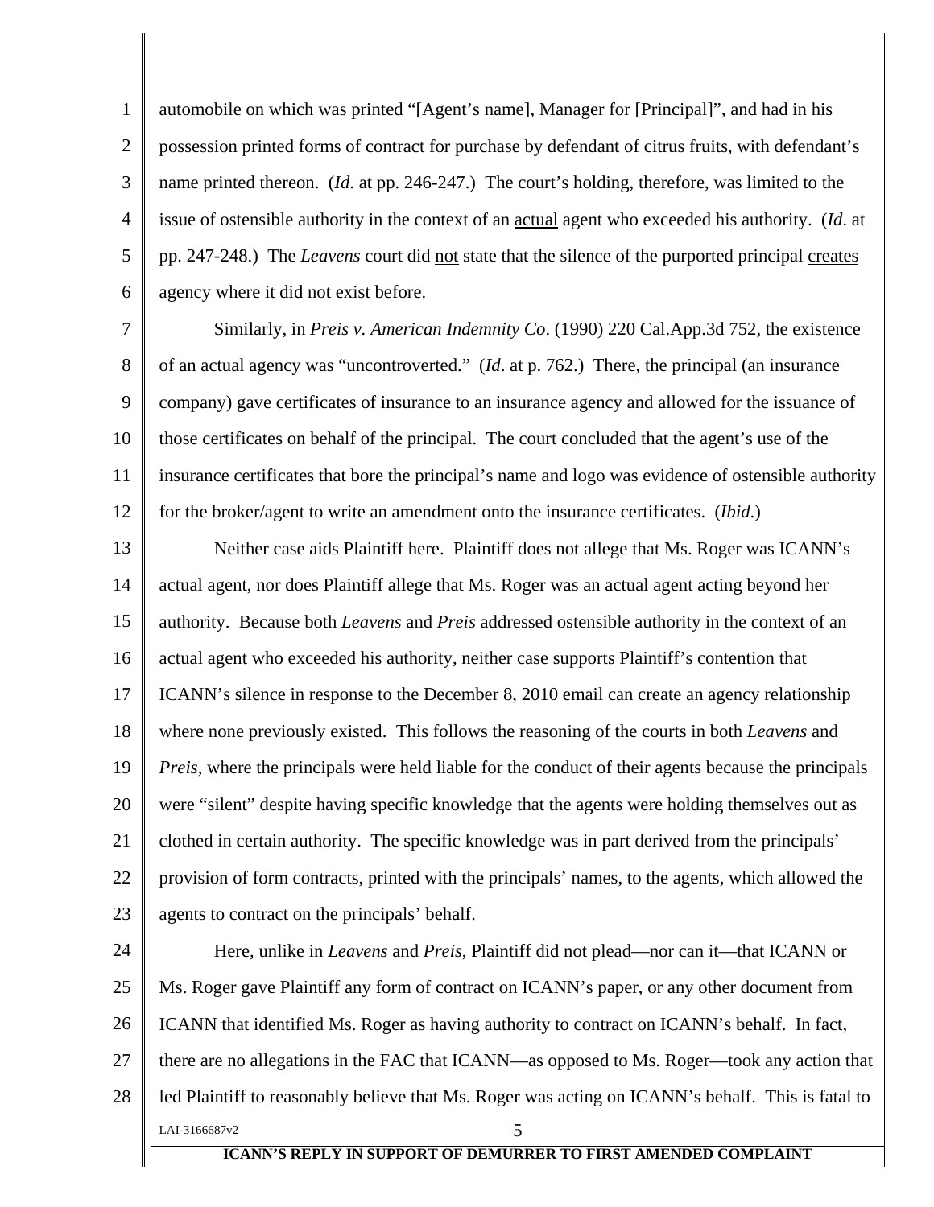automobile on which was printed "[Agent's name], Manager for [Principal]", and had in his possession printed forms of contract for purchase by defendant of citrus fruits, with defendant's name printed thereon. (*Id*. at pp. 246-247.) The court's holding, therefore, was limited to the issue of ostensible authority in the context of an actual agent who exceeded his authority. (*Id*. at pp. 247-248.) The *Leavens* court did not state that the silence of the purported principal creates agency where it did not exist before.

Similarly, in *Preis v. American Indemnity Co*. (1990) 220 Cal.App.3d 752, the existence of an actual agency was "uncontroverted." (*Id*. at p. 762.) There, the principal (an insurance company) gave certificates of insurance to an insurance agency and allowed for the issuance of those certificates on behalf of the principal. The court concluded that the agent's use of the insurance certificates that bore the principal's name and logo was evidence of ostensible authority for the broker/agent to write an amendment onto the insurance certificates. (*Ibid*.)

Neither case aids Plaintiff here. Plaintiff does not allege that Ms. Roger was ICANN's actual agent, nor does Plaintiff allege that Ms. Roger was an actual agent acting beyond her authority. Because both *Leavens* and *Preis* addressed ostensible authority in the context of an actual agent who exceeded his authority, neither case supports Plaintiff's contention that ICANN's silence in response to the December 8, 2010 email can create an agency relationship where none previously existed. This follows the reasoning of the courts in both *Leavens* and *Preis*, where the principals were held liable for the conduct of their agents because the principals were "silent" despite having specific knowledge that the agents were holding themselves out as clothed in certain authority. The specific knowledge was in part derived from the principals' provision of form contracts, printed with the principals' names, to the agents, which allowed the agents to contract on the principals' behalf.

Here, unlike in *Leavens* and *Preis*, Plaintiff did not plead—nor can it—that ICANN or Ms. Roger gave Plaintiff any form of contract on ICANN's paper, or any other document from ICANN that identified Ms. Roger as having authority to contract on ICANN's behalf. In fact, there are no allegations in the FAC that ICANN—as opposed to Ms. Roger—took any action that led Plaintiff to reasonably believe that Ms. Roger was acting on ICANN's behalf. This is fatal to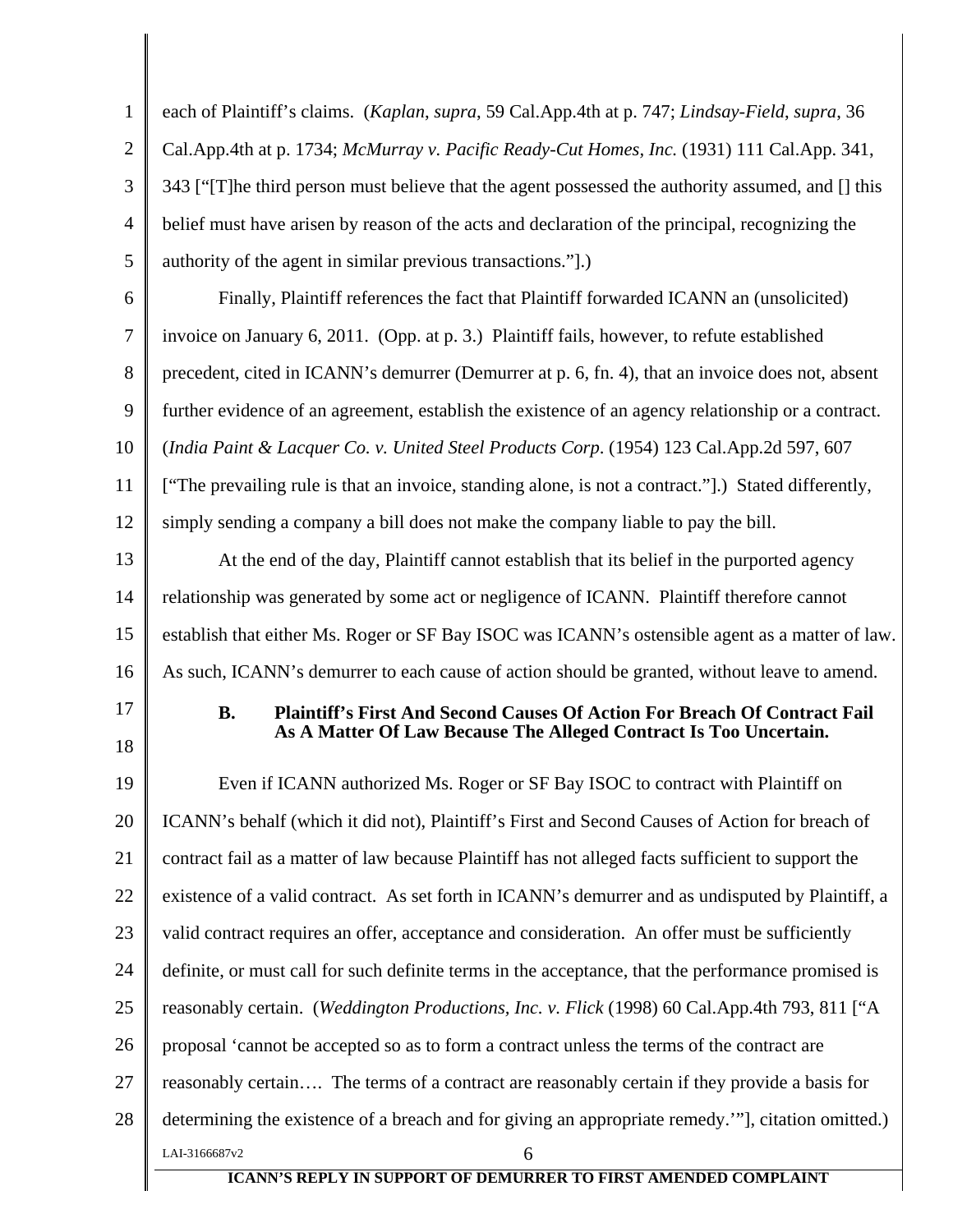each of Plaintiff's claims. (*Kaplan*, *supra*, 59 Cal.App.4th at p. 747; *Lindsay-Field*, *supra*, 36 Cal.App.4th at p. 1734; *McMurray v. Pacific Ready-Cut Homes, Inc.* (1931) 111 Cal.App. 341, 343 ["[T]he third person must believe that the agent possessed the authority assumed, and [] this belief must have arisen by reason of the acts and declaration of the principal, recognizing the authority of the agent in similar previous transactions."].)

Finally, Plaintiff references the fact that Plaintiff forwarded ICANN an (unsolicited) invoice on January 6, 2011. (Opp. at p. 3.) Plaintiff fails, however, to refute established precedent, cited in ICANN's demurrer (Demurrer at p. 6, fn. 4), that an invoice does not, absent further evidence of an agreement, establish the existence of an agency relationship or a contract. (*India Paint & Lacquer Co. v. United Steel Products Corp*. (1954) 123 Cal.App.2d 597, 607 ["The prevailing rule is that an invoice, standing alone, is not a contract."].) Stated differently, simply sending a company a bill does not make the company liable to pay the bill.

At the end of the day, Plaintiff cannot establish that its belief in the purported agency relationship was generated by some act or negligence of ICANN. Plaintiff therefore cannot establish that either Ms. Roger or SF Bay ISOC was ICANN's ostensible agent as a matter of law. As such, ICANN's demurrer to each cause of action should be granted, without leave to amend.

### B. Plaintiff's First And Second Causes Of Action For Breach Of Contract Fail As A Matter Of Law Because The Alleged Contract Is Too Uncertain.

Even if ICANN authorized Ms. Roger or SF Bay ISOC to contract with Plaintiff on ICANN's behalf (which it did not), Plaintiff's First and Second Causes of Action for breach of contract fail as a matter of law because Plaintiff has not alleged facts sufficient to support the existence of a valid contract. As set forth in ICANN's demurrer and as undisputed by Plaintiff, a valid contract requires an offer, acceptance and consideration. An offer must be sufficiently definite, or must call for such definite terms in the acceptance, that the performance promised is reasonably certain. (*Weddington Productions, Inc. v. Flick* (1998) 60 Cal.App.4th 793, 811 ["A proposal 'cannot be accepted so as to form a contract unless the terms of the contract are reasonably certain…. The terms of a contract are reasonably certain if they provide a basis for determining the existence of a breach and for giving an appropriate remedy.'"], citation omitted.)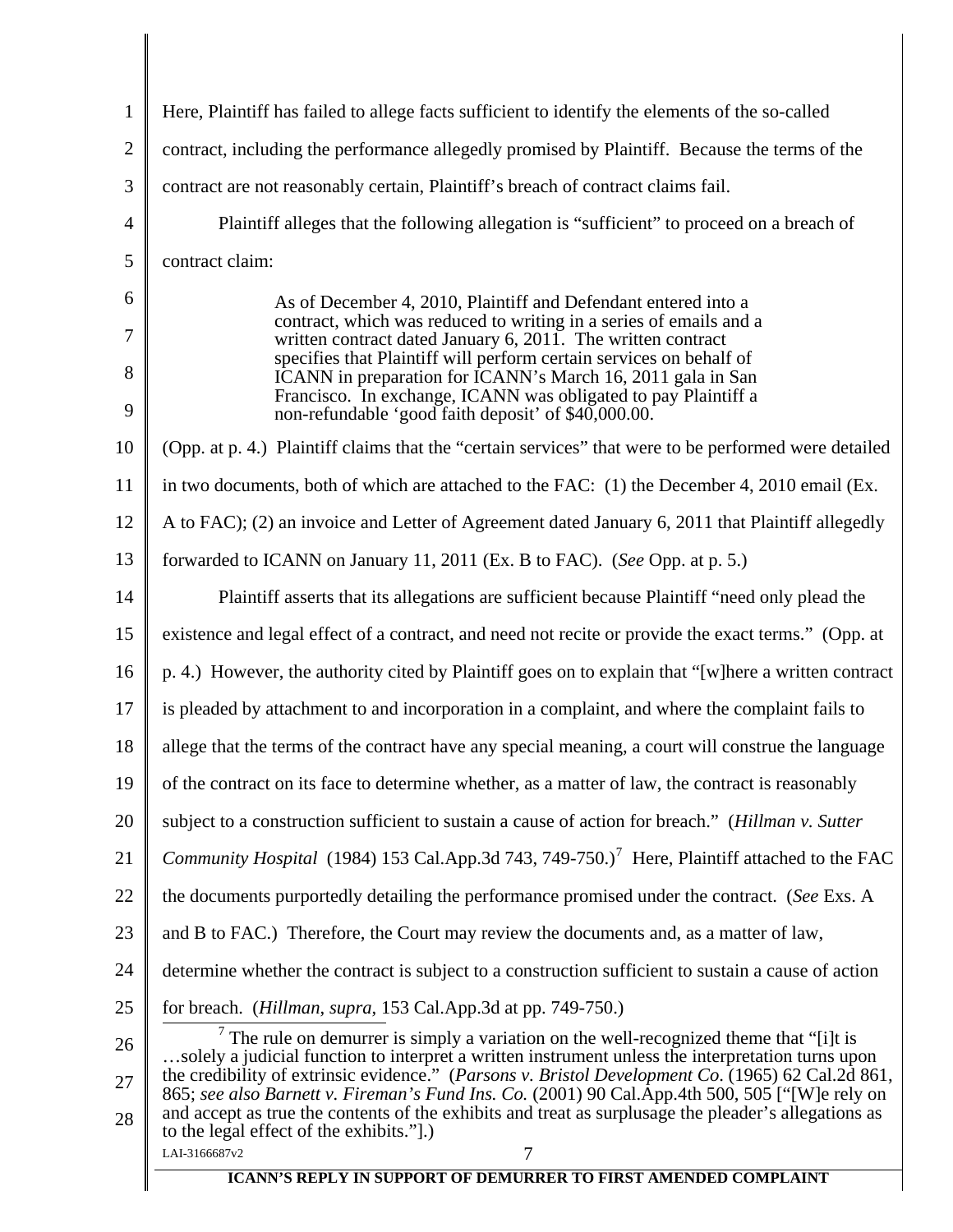Here, Plaintiff has failed to allege facts sufficient to identify the elements of the so-called contract, including the performance allegedly promised by Plaintiff. Because the terms of the contract are not reasonably certain, Plaintiff's breach of contract claims fail.

Plaintiff alleges that the following allegation is "sufficient" to proceed on a breach of contract claim:

> As of December 4, 2010, Plaintiff and Defendant entered into a contract, which was reduced to writing in a series of emails and a written contract dated January 6, 2011. The written contract specifies that Plaintiff will perform certain services on behalf of ICANN in preparation for ICANN's March 16, 2011 gala in San Francisco. In exchange, ICANN was obligated to pay Plaintiff a non-refundable 'good faith deposit' of $40,000.00.

(Opp. at p. 4.) Plaintiff claims that the "certain services" that were to be performed were detailed in two documents, both of which are attached to the FAC: (1) the December 4, 2010 email (Ex. A to FAC); (2) an invoice and Letter of Agreement dated January 6, 2011 that Plaintiff allegedly forwarded to ICANN on January 11, 2011 (Ex. B to FAC). (*See* Opp. at p. 5.)

Plaintiff asserts that its allegations are sufficient because Plaintiff "need only plead the existence and legal effect of a contract, and need not recite or provide the exact terms." (Opp. at p. 4.) However, the authority cited by Plaintiff goes on to explain that "[w]here a written contract is pleaded by attachment to and incorporation in a complaint, and where the complaint fails to allege that the terms of the contract have any special meaning, a court will construe the language of the contract on its face to determine whether, as a matter of law, the contract is reasonably subject to a construction sufficient to sustain a cause of action for breach." (*Hillman v. Sutter Community Hospital* (1984) 153 Cal.App.3d 743, 749-750.)[7] Here, Plaintiff attached to the FAC the documents purportedly detailing the performance promised under the contract. (*See* Exs. A and B to FAC.) Therefore, the Court may review the documents and, as a matter of law, determine whether the contract is subject to a construction sufficient to sustain a cause of action for breach. (*Hillman*, *supra*, 153 Cal.App.3d at pp. 749-750.)

---

[7] The rule on demurrer is simply a variation on the well-recognized theme that "[i]t is …solely a judicial function to interpret a written instrument unless the interpretation turns upon the credibility of extrinsic evidence." (*Parsons v. Bristol Development Co.* (1965) 62 Cal.2d 861, 865; *see also Barnett v. Fireman's Fund Ins. Co.* (2001) 90 Cal.App.4th 500, 505 ["[W]e rely on and accept as true the contents of the exhibits and treat as surplusage the pleader's allegations as to the legal effect of the exhibits."].)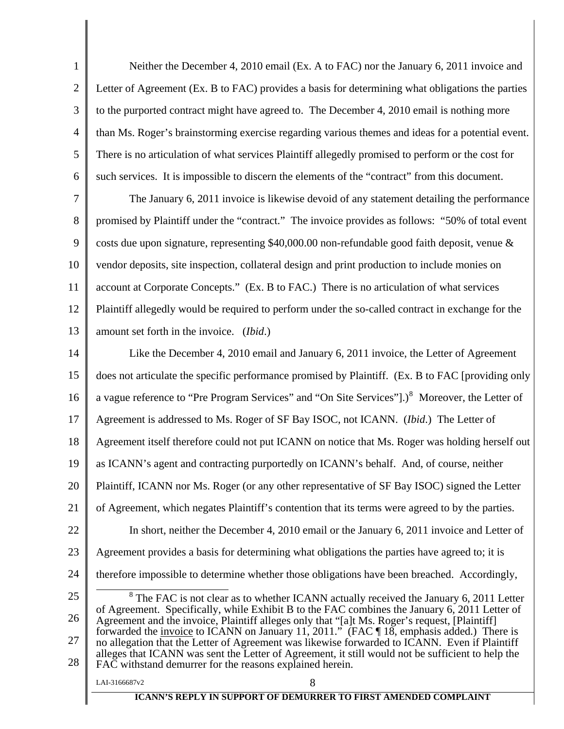Neither the December 4, 2010 email (Ex. A to FAC) nor the January 6, 2011 invoice and Letter of Agreement (Ex. B to FAC) provides a basis for determining what obligations the parties to the purported contract might have agreed to. The December 4, 2010 email is nothing more than Ms. Roger's brainstorming exercise regarding various themes and ideas for a potential event. There is no articulation of what services Plaintiff allegedly promised to perform or the cost for such services. It is impossible to discern the elements of the "contract" from this document.

The January 6, 2011 invoice is likewise devoid of any statement detailing the performance promised by Plaintiff under the "contract." The invoice provides as follows: "50% of total event costs due upon signature, representing $40,000.00 non-refundable good faith deposit, venue & vendor deposits, site inspection, collateral design and print production to include monies on account at Corporate Concepts." (Ex. B to FAC.) There is no articulation of what services Plaintiff allegedly would be required to perform under the so-called contract in exchange for the amount set forth in the invoice. (*Ibid*.)

Like the December 4, 2010 email and January 6, 2011 invoice, the Letter of Agreement does not articulate the specific performance promised by Plaintiff. (Ex. B to FAC [providing only a vague reference to "Pre Program Services" and "On Site Services"].)[8] Moreover, the Letter of Agreement is addressed to Ms. Roger of SF Bay ISOC, not ICANN. (*Ibid*.) The Letter of Agreement itself therefore could not put ICANN on notice that Ms. Roger was holding herself out as ICANN's agent and contracting purportedly on ICANN's behalf. And, of course, neither Plaintiff, ICANN nor Ms. Roger (or any other representative of SF Bay ISOC) signed the Letter of Agreement, which negates Plaintiff's contention that its terms were agreed to by the parties.

In short, neither the December 4, 2010 email or the January 6, 2011 invoice and Letter of Agreement provides a basis for determining what obligations the parties have agreed to; it is therefore impossible to determine whether those obligations have been breached. Accordingly,

[8] The FAC is not clear as to whether ICANN actually received the January 6, 2011 Letter of Agreement. Specifically, while Exhibit B to the FAC combines the January 6, 2011 Letter of Agreement and the invoice, Plaintiff alleges only that "[a]t Ms. Roger's request, [Plaintiff] forwarded the invoice to ICANN on January 11, 2011." (FAC ¶ 18, emphasis added.) There is no allegation that the Letter of Agreement was likewise forwarded to ICANN. Even if Plaintiff alleges that ICANN was sent the Letter of Agreement, it still would not be sufficient to help the FAC withstand demurrer for the reasons explained herein.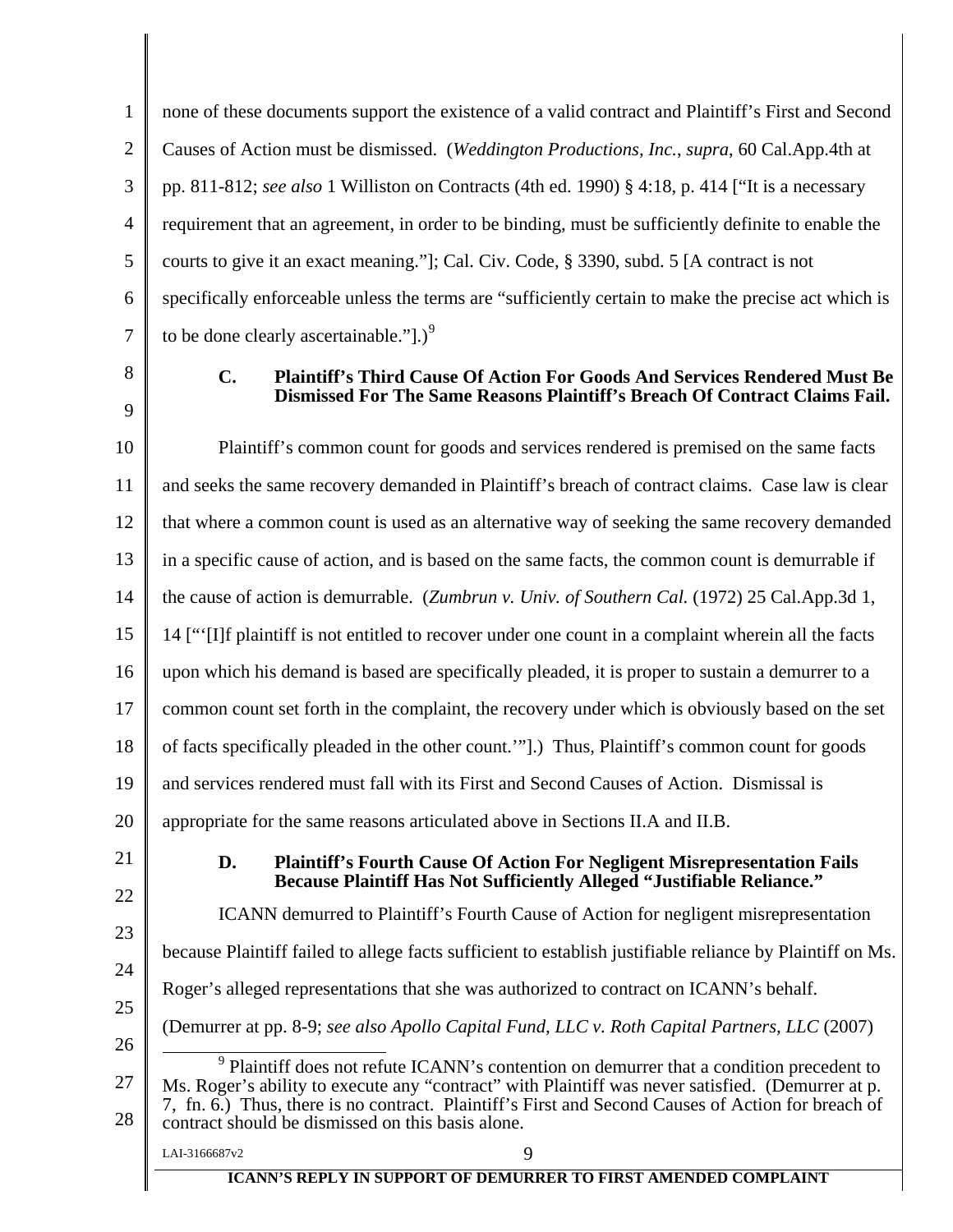none of these documents support the existence of a valid contract and Plaintiff's First and Second Causes of Action must be dismissed. (*Weddington Productions, Inc., supra*, 60 Cal.App.4th at pp. 811-812; *see also* 1 Williston on Contracts (4th ed. 1990) § 4:18, p. 414 ["It is a necessary requirement that an agreement, in order to be binding, must be sufficiently definite to enable the courts to give it an exact meaning."]; Cal. Civ. Code, § 3390, subd. 5 [A contract is not specifically enforceable unless the terms are "sufficiently certain to make the precise act which is to be done clearly ascertainable."].)[9]

### C. Plaintiff's Third Cause Of Action For Goods And Services Rendered Must Be Dismissed For The Same Reasons Plaintiff's Breach Of Contract Claims Fail.

Plaintiff's common count for goods and services rendered is premised on the same facts and seeks the same recovery demanded in Plaintiff's breach of contract claims. Case law is clear that where a common count is used as an alternative way of seeking the same recovery demanded in a specific cause of action, and is based on the same facts, the common count is demurrable if the cause of action is demurrable. (*Zumbrun v. Univ. of Southern Cal.* (1972) 25 Cal.App.3d 1, 14 ["'[I]f plaintiff is not entitled to recover under one count in a complaint wherein all the facts upon which his demand is based are specifically pleaded, it is proper to sustain a demurrer to a common count set forth in the complaint, the recovery under which is obviously based on the set of facts specifically pleaded in the other count.'"].) Thus, Plaintiff's common count for goods and services rendered must fall with its First and Second Causes of Action. Dismissal is appropriate for the same reasons articulated above in Sections II.A and II.B.

### D. Plaintiff's Fourth Cause Of Action For Negligent Misrepresentation Fails Because Plaintiff Has Not Sufficiently Alleged "Justifiable Reliance."

ICANN demurred to Plaintiff's Fourth Cause of Action for negligent misrepresentation because Plaintiff failed to allege facts sufficient to establish justifiable reliance by Plaintiff on Ms. Roger's alleged representations that she was authorized to contract on ICANN's behalf. (Demurrer at pp. 8-9; *see also Apollo Capital Fund, LLC v. Roth Capital Partners, LLC* (2007)

---

[9] Plaintiff does not refute ICANN's contention on demurrer that a condition precedent to Ms. Roger's ability to execute any "contract" with Plaintiff was never satisfied. (Demurrer at p. 7, fn. 6.) Thus, there is no contract. Plaintiff's First and Second Causes of Action for breach of contract should be dismissed on this basis alone.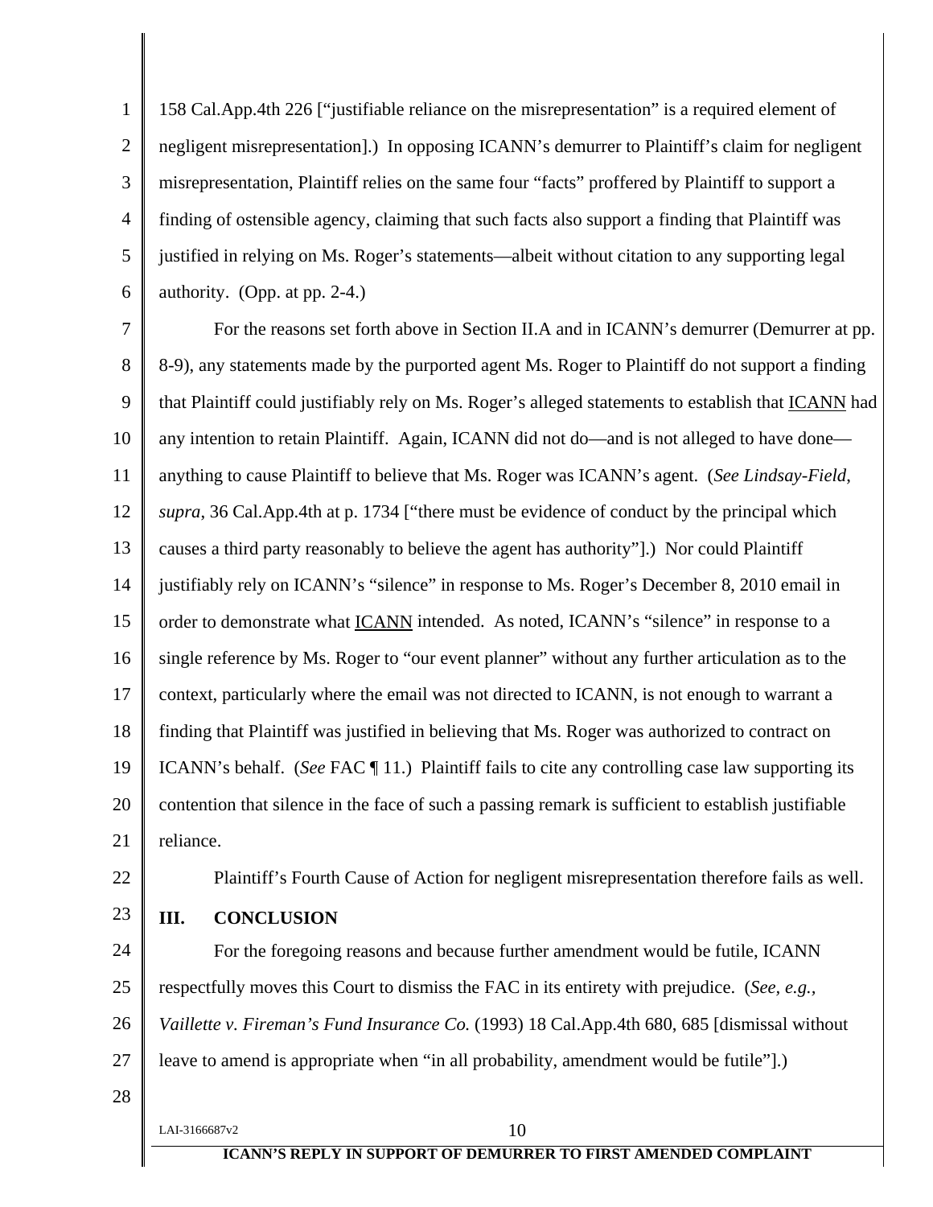158 Cal.App.4th 226 ["justifiable reliance on the misrepresentation" is a required element of negligent misrepresentation].) In opposing ICANN's demurrer to Plaintiff's claim for negligent misrepresentation, Plaintiff relies on the same four "facts" proffered by Plaintiff to support a finding of ostensible agency, claiming that such facts also support a finding that Plaintiff was justified in relying on Ms. Roger's statements—albeit without citation to any supporting legal authority. (Opp. at pp. 2-4.)

For the reasons set forth above in Section II.A and in ICANN's demurrer (Demurrer at pp. 8-9), any statements made by the purported agent Ms. Roger to Plaintiff do not support a finding that Plaintiff could justifiably rely on Ms. Roger's alleged statements to establish that <u>ICANN</u> had any intention to retain Plaintiff. Again, ICANN did not do—and is not alleged to have done—anything to cause Plaintiff to believe that Ms. Roger was ICANN's agent. (*See Lindsay-Field*, *supra*, 36 Cal.App.4th at p. 1734 ["there must be evidence of conduct by the principal which causes a third party reasonably to believe the agent has authority"].) Nor could Plaintiff justifiably rely on ICANN's "silence" in response to Ms. Roger's December 8, 2010 email in order to demonstrate what <u>ICANN</u> intended. As noted, ICANN's "silence" in response to a single reference by Ms. Roger to "our event planner" without any further articulation as to the context, particularly where the email was not directed to ICANN, is not enough to warrant a finding that Plaintiff was justified in believing that Ms. Roger was authorized to contract on ICANN's behalf. (*See* FAC ¶ 11.) Plaintiff fails to cite any controlling case law supporting its contention that silence in the face of such a passing remark is sufficient to establish justifiable reliance.

Plaintiff's Fourth Cause of Action for negligent misrepresentation therefore fails as well.

## III. CONCLUSION

For the foregoing reasons and because further amendment would be futile, ICANN respectfully moves this Court to dismiss the FAC in its entirety with prejudice. (*See, e.g., Vaillette v. Fireman's Fund Insurance Co.* (1993) 18 Cal.App.4th 680, 685 [dismissal without leave to amend is appropriate when "in all probability, amendment would be futile"].)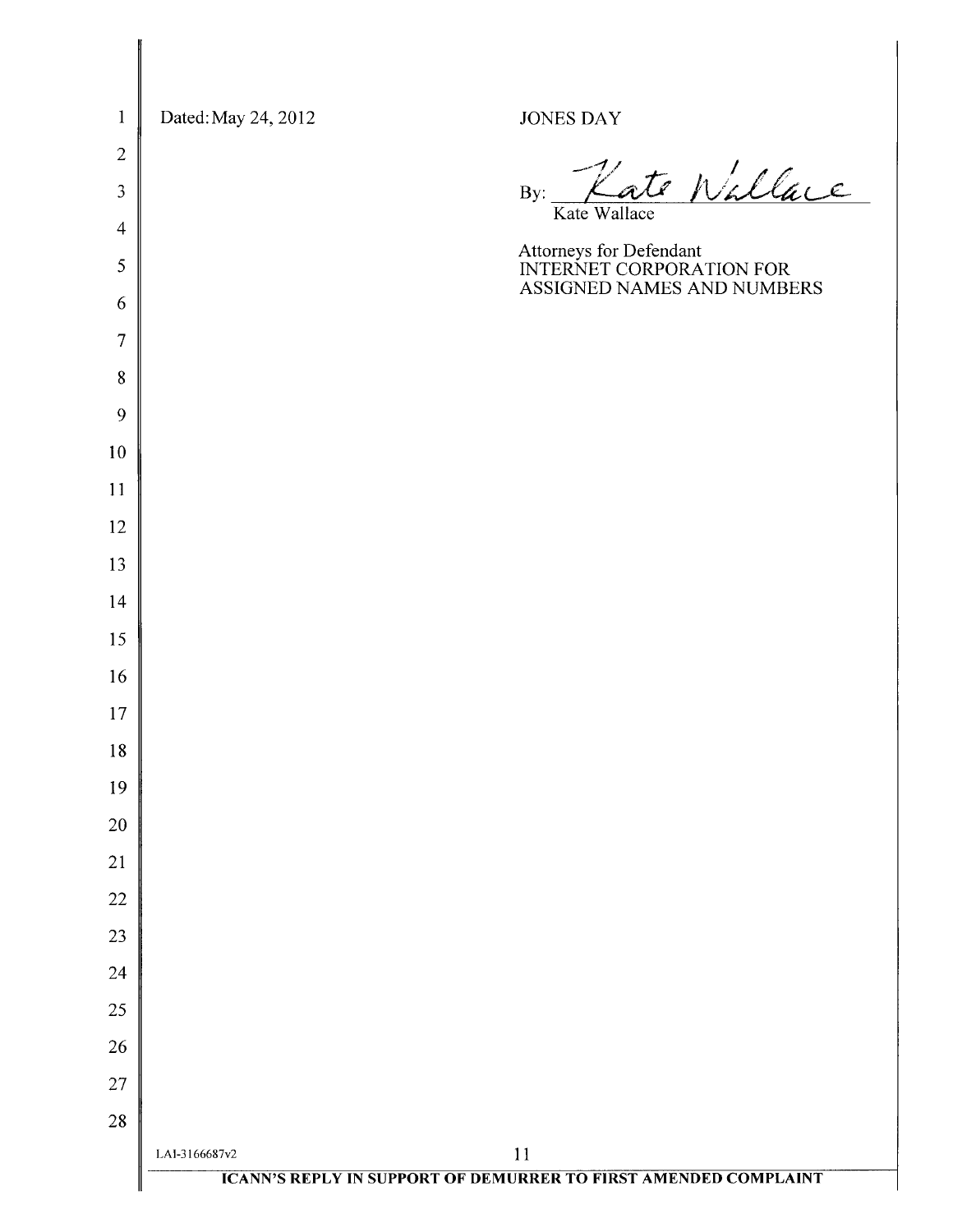Dated: May 24, 2012

JONES DAY

By: /s/ Kate Wallace
Kate Wallace

Attorneys for Defendant
INTERNET CORPORATION FOR
ASSIGNED NAMES AND NUMBERS